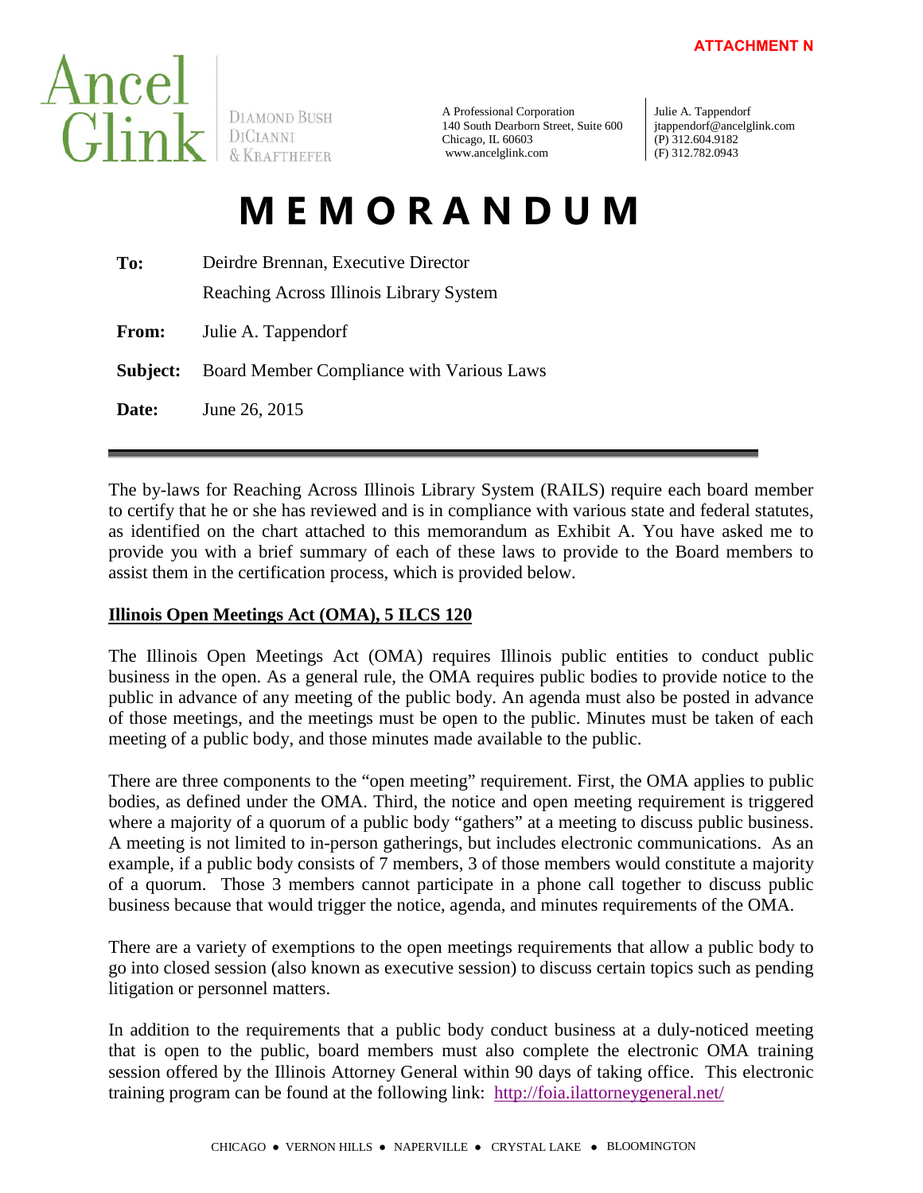ATTACHMENT N

Ancel Glink | Diamond Bush DiCianni & Krafthefer

A Professional Corporation
140 South Dearborn Street, Suite 600
Chicago, IL 60603
www.ancelglink.com

Julie A. Tappendorf
jtappendorf@ancelglink.com
(P) 312.604.9182
(F) 312.782.0943

# MEMORANDUM

**To:** Deirdre Brennan, Executive Director
Reaching Across Illinois Library System

**From:** Julie A. Tappendorf

**Subject:** Board Member Compliance with Various Laws

**Date:** June 26, 2015

---

The by-laws for Reaching Across Illinois Library System (RAILS) require each board member to certify that he or she has reviewed and is in compliance with various state and federal statutes, as identified on the chart attached to this memorandum as Exhibit A. You have asked me to provide you with a brief summary of each of these laws to provide to the Board members to assist them in the certification process, which is provided below.

## Illinois Open Meetings Act (OMA), 5 ILCS 120

The Illinois Open Meetings Act (OMA) requires Illinois public entities to conduct public business in the open. As a general rule, the OMA requires public bodies to provide notice to the public in advance of any meeting of the public body. An agenda must also be posted in advance of those meetings, and the meetings must be open to the public. Minutes must be taken of each meeting of a public body, and those minutes made available to the public.

There are three components to the "open meeting" requirement. First, the OMA applies to public bodies, as defined under the OMA. Third, the notice and open meeting requirement is triggered where a majority of a quorum of a public body "gathers" at a meeting to discuss public business. A meeting is not limited to in-person gatherings, but includes electronic communications. As an example, if a public body consists of 7 members, 3 of those members would constitute a majority of a quorum. Those 3 members cannot participate in a phone call together to discuss public business because that would trigger the notice, agenda, and minutes requirements of the OMA.

There are a variety of exemptions to the open meetings requirements that allow a public body to go into closed session (also known as executive session) to discuss certain topics such as pending litigation or personnel matters.

In addition to the requirements that a public body conduct business at a duly-noticed meeting that is open to the public, board members must also complete the electronic OMA training session offered by the Illinois Attorney General within 90 days of taking office. This electronic training program can be found at the following link: http://foia.ilattorneygeneral.net/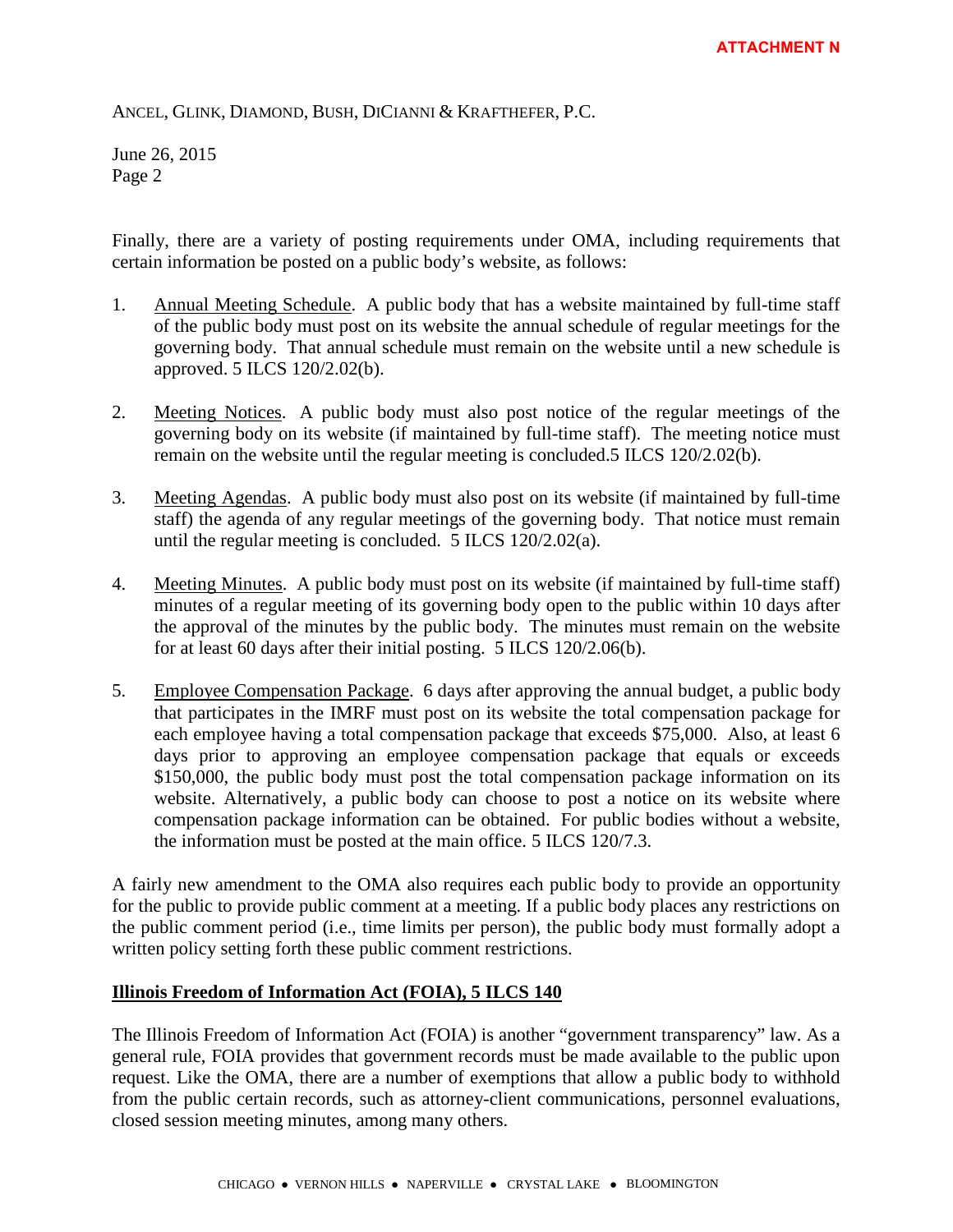Finally, there are a variety of posting requirements under OMA, including requirements that certain information be posted on a public body's website, as follows:

1. Annual Meeting Schedule. A public body that has a website maintained by full-time staff of the public body must post on its website the annual schedule of regular meetings for the governing body. That annual schedule must remain on the website until a new schedule is approved. 5 ILCS 120/2.02(b).

2. Meeting Notices. A public body must also post notice of the regular meetings of the governing body on its website (if maintained by full-time staff). The meeting notice must remain on the website until the regular meeting is concluded.5 ILCS 120/2.02(b).

3. Meeting Agendas. A public body must also post on its website (if maintained by full-time staff) the agenda of any regular meetings of the governing body. That notice must remain until the regular meeting is concluded. 5 ILCS 120/2.02(a).

4. Meeting Minutes. A public body must post on its website (if maintained by full-time staff) minutes of a regular meeting of its governing body open to the public within 10 days after the approval of the minutes by the public body. The minutes must remain on the website for at least 60 days after their initial posting. 5 ILCS 120/2.06(b).

5. Employee Compensation Package. 6 days after approving the annual budget, a public body that participates in the IMRF must post on its website the total compensation package for each employee having a total compensation package that exceeds $75,000. Also, at least 6 days prior to approving an employee compensation package that equals or exceeds $150,000, the public body must post the total compensation package information on its website. Alternatively, a public body can choose to post a notice on its website where compensation package information can be obtained. For public bodies without a website, the information must be posted at the main office. 5 ILCS 120/7.3.

A fairly new amendment to the OMA also requires each public body to provide an opportunity for the public to provide public comment at a meeting. If a public body places any restrictions on the public comment period (i.e., time limits per person), the public body must formally adopt a written policy setting forth these public comment restrictions.

**Illinois Freedom of Information Act (FOIA), 5 ILCS 140**

The Illinois Freedom of Information Act (FOIA) is another "government transparency" law. As a general rule, FOIA provides that government records must be made available to the public upon request. Like the OMA, there are a number of exemptions that allow a public body to withhold from the public certain records, such as attorney-client communications, personnel evaluations, closed session meeting minutes, among many others.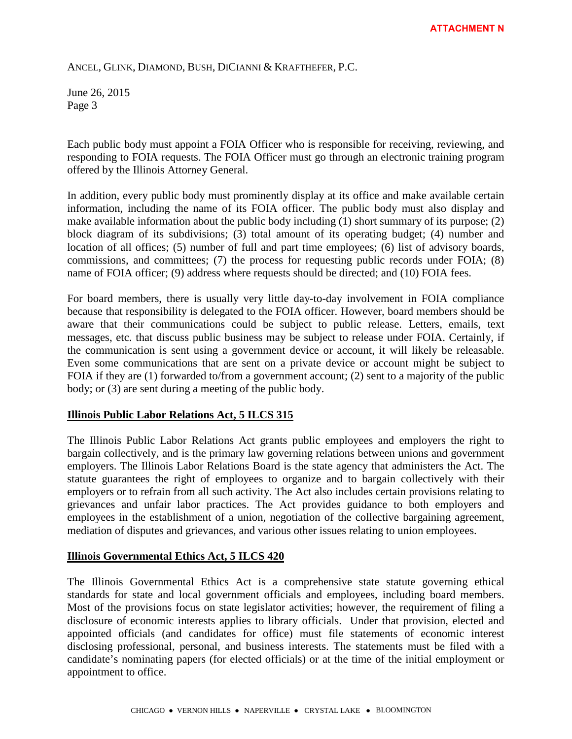Each public body must appoint a FOIA Officer who is responsible for receiving, reviewing, and responding to FOIA requests. The FOIA Officer must go through an electronic training program offered by the Illinois Attorney General.

In addition, every public body must prominently display at its office and make available certain information, including the name of its FOIA officer. The public body must also display and make available information about the public body including (1) short summary of its purpose; (2) block diagram of its subdivisions; (3) total amount of its operating budget; (4) number and location of all offices; (5) number of full and part time employees; (6) list of advisory boards, commissions, and committees; (7) the process for requesting public records under FOIA; (8) name of FOIA officer; (9) address where requests should be directed; and (10) FOIA fees.

For board members, there is usually very little day-to-day involvement in FOIA compliance because that responsibility is delegated to the FOIA officer. However, board members should be aware that their communications could be subject to public release. Letters, emails, text messages, etc. that discuss public business may be subject to release under FOIA. Certainly, if the communication is sent using a government device or account, it will likely be releasable. Even some communications that are sent on a private device or account might be subject to FOIA if they are (1) forwarded to/from a government account; (2) sent to a majority of the public body; or (3) are sent during a meeting of the public body.

**Illinois Public Labor Relations Act, 5 ILCS 315**

The Illinois Public Labor Relations Act grants public employees and employers the right to bargain collectively, and is the primary law governing relations between unions and government employers. The Illinois Labor Relations Board is the state agency that administers the Act. The statute guarantees the right of employees to organize and to bargain collectively with their employers or to refrain from all such activity. The Act also includes certain provisions relating to grievances and unfair labor practices. The Act provides guidance to both employers and employees in the establishment of a union, negotiation of the collective bargaining agreement, mediation of disputes and grievances, and various other issues relating to union employees.

**Illinois Governmental Ethics Act, 5 ILCS 420**

The Illinois Governmental Ethics Act is a comprehensive state statute governing ethical standards for state and local government officials and employees, including board members. Most of the provisions focus on state legislator activities; however, the requirement of filing a disclosure of economic interests applies to library officials. Under that provision, elected and appointed officials (and candidates for office) must file statements of economic interest disclosing professional, personal, and business interests. The statements must be filed with a candidate's nominating papers (for elected officials) or at the time of the initial employment or appointment to office.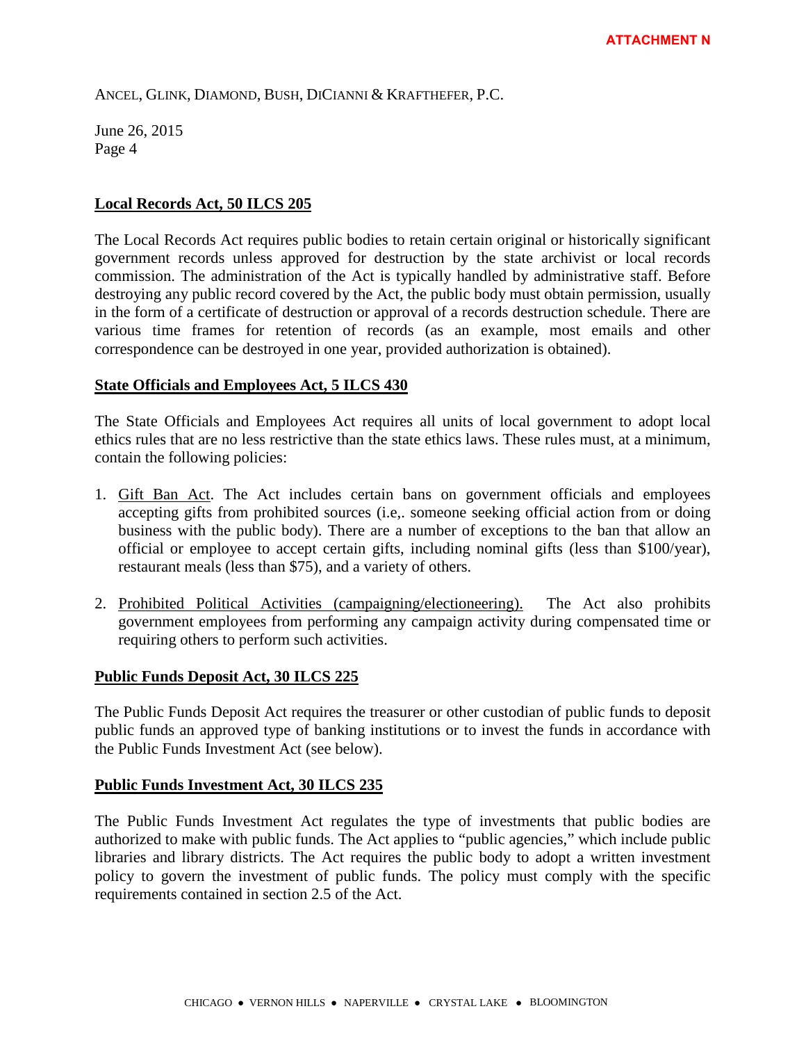## Local Records Act, 50 ILCS 205

The Local Records Act requires public bodies to retain certain original or historically significant government records unless approved for destruction by the state archivist or local records commission. The administration of the Act is typically handled by administrative staff. Before destroying any public record covered by the Act, the public body must obtain permission, usually in the form of a certificate of destruction or approval of a records destruction schedule. There are various time frames for retention of records (as an example, most emails and other correspondence can be destroyed in one year, provided authorization is obtained).

## State Officials and Employees Act, 5 ILCS 430

The State Officials and Employees Act requires all units of local government to adopt local ethics rules that are no less restrictive than the state ethics laws. These rules must, at a minimum, contain the following policies:

1. Gift Ban Act. The Act includes certain bans on government officials and employees accepting gifts from prohibited sources (i.e,. someone seeking official action from or doing business with the public body). There are a number of exceptions to the ban that allow an official or employee to accept certain gifts, including nominal gifts (less than $100/year), restaurant meals (less than $75), and a variety of others.

2. Prohibited Political Activities (campaigning/electioneering). The Act also prohibits government employees from performing any campaign activity during compensated time or requiring others to perform such activities.

## Public Funds Deposit Act, 30 ILCS 225

The Public Funds Deposit Act requires the treasurer or other custodian of public funds to deposit public funds an approved type of banking institutions or to invest the funds in accordance with the Public Funds Investment Act (see below).

## Public Funds Investment Act, 30 ILCS 235

The Public Funds Investment Act regulates the type of investments that public bodies are authorized to make with public funds. The Act applies to "public agencies," which include public libraries and library districts. The Act requires the public body to adopt a written investment policy to govern the investment of public funds. The policy must comply with the specific requirements contained in section 2.5 of the Act.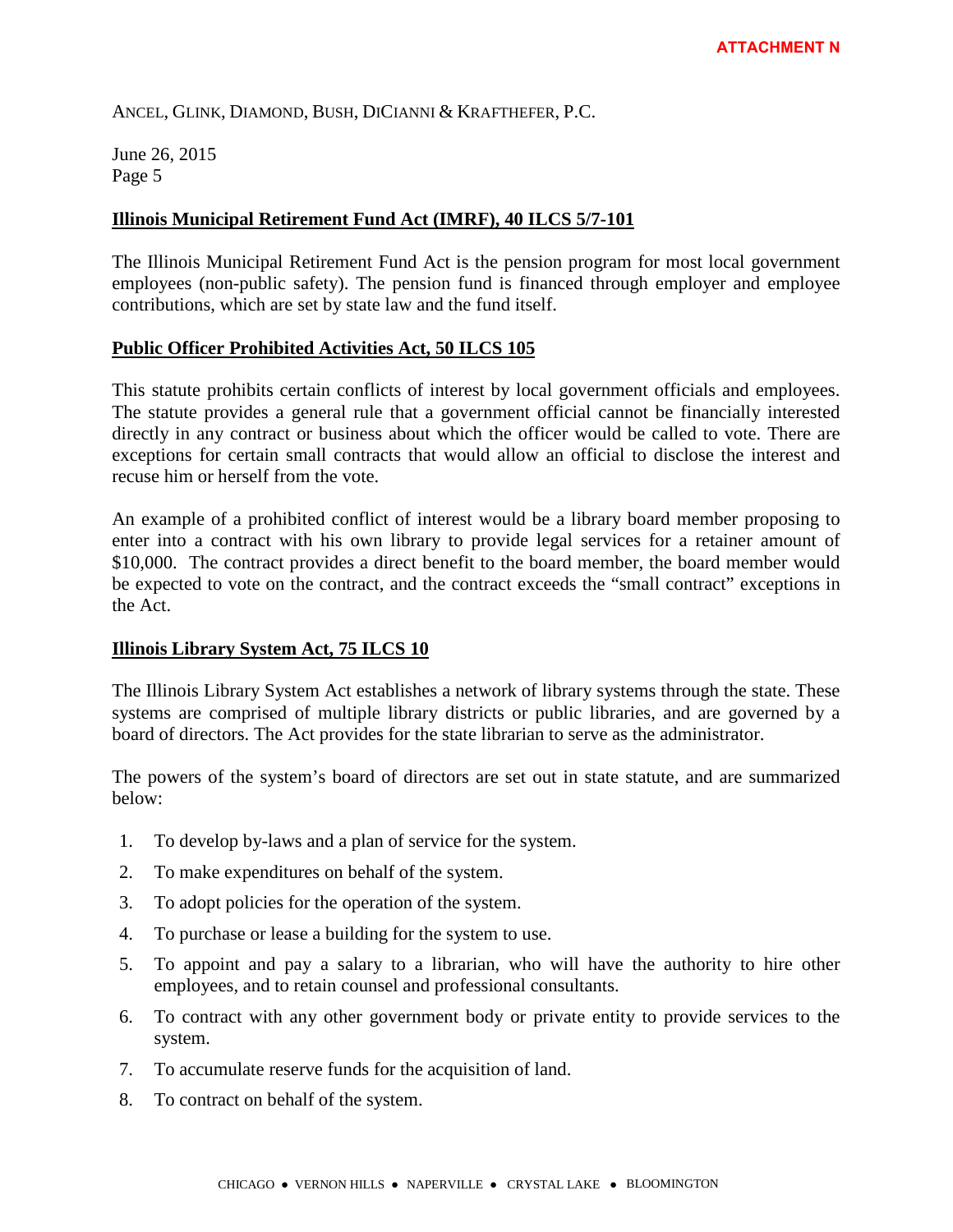## Illinois Municipal Retirement Fund Act (IMRF), 40 ILCS 5/7-101

The Illinois Municipal Retirement Fund Act is the pension program for most local government employees (non-public safety). The pension fund is financed through employer and employee contributions, which are set by state law and the fund itself.

## Public Officer Prohibited Activities Act, 50 ILCS 105

This statute prohibits certain conflicts of interest by local government officials and employees. The statute provides a general rule that a government official cannot be financially interested directly in any contract or business about which the officer would be called to vote. There are exceptions for certain small contracts that would allow an official to disclose the interest and recuse him or herself from the vote.

An example of a prohibited conflict of interest would be a library board member proposing to enter into a contract with his own library to provide legal services for a retainer amount of $10,000. The contract provides a direct benefit to the board member, the board member would be expected to vote on the contract, and the contract exceeds the "small contract" exceptions in the Act.

## Illinois Library System Act, 75 ILCS 10

The Illinois Library System Act establishes a network of library systems through the state. These systems are comprised of multiple library districts or public libraries, and are governed by a board of directors. The Act provides for the state librarian to serve as the administrator.

The powers of the system's board of directors are set out in state statute, and are summarized below:

1. To develop by-laws and a plan of service for the system.
2. To make expenditures on behalf of the system.
3. To adopt policies for the operation of the system.
4. To purchase or lease a building for the system to use.
5. To appoint and pay a salary to a librarian, who will have the authority to hire other employees, and to retain counsel and professional consultants.
6. To contract with any other government body or private entity to provide services to the system.
7. To accumulate reserve funds for the acquisition of land.
8. To contract on behalf of the system.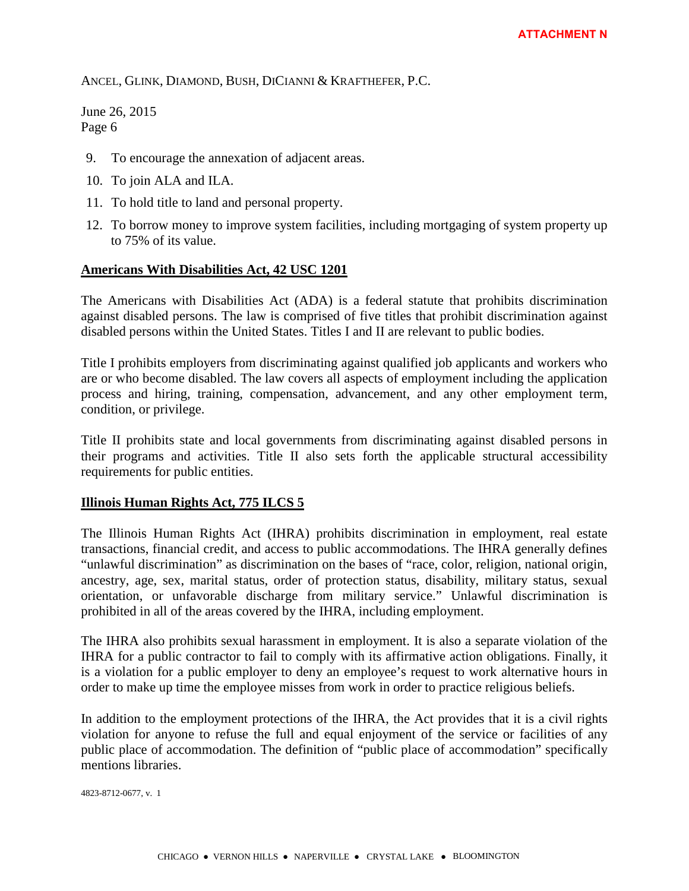9. To encourage the annexation of adjacent areas.
10. To join ALA and ILA.
11. To hold title to land and personal property.
12. To borrow money to improve system facilities, including mortgaging of system property up to 75% of its value.

**Americans With Disabilities Act, 42 USC 1201**

The Americans with Disabilities Act (ADA) is a federal statute that prohibits discrimination against disabled persons. The law is comprised of five titles that prohibit discrimination against disabled persons within the United States. Titles I and II are relevant to public bodies.

Title I prohibits employers from discriminating against qualified job applicants and workers who are or who become disabled. The law covers all aspects of employment including the application process and hiring, training, compensation, advancement, and any other employment term, condition, or privilege.

Title II prohibits state and local governments from discriminating against disabled persons in their programs and activities. Title II also sets forth the applicable structural accessibility requirements for public entities.

**Illinois Human Rights Act, 775 ILCS 5**

The Illinois Human Rights Act (IHRA) prohibits discrimination in employment, real estate transactions, financial credit, and access to public accommodations. The IHRA generally defines "unlawful discrimination" as discrimination on the bases of "race, color, religion, national origin, ancestry, age, sex, marital status, order of protection status, disability, military status, sexual orientation, or unfavorable discharge from military service." Unlawful discrimination is prohibited in all of the areas covered by the IHRA, including employment.

The IHRA also prohibits sexual harassment in employment. It is also a separate violation of the IHRA for a public contractor to fail to comply with its affirmative action obligations. Finally, it is a violation for a public employer to deny an employee's request to work alternative hours in order to make up time the employee misses from work in order to practice religious beliefs.

In addition to the employment protections of the IHRA, the Act provides that it is a civil rights violation for anyone to refuse the full and equal enjoyment of the service or facilities of any public place of accommodation. The definition of "public place of accommodation" specifically mentions libraries.

4823-8712-0677, v. 1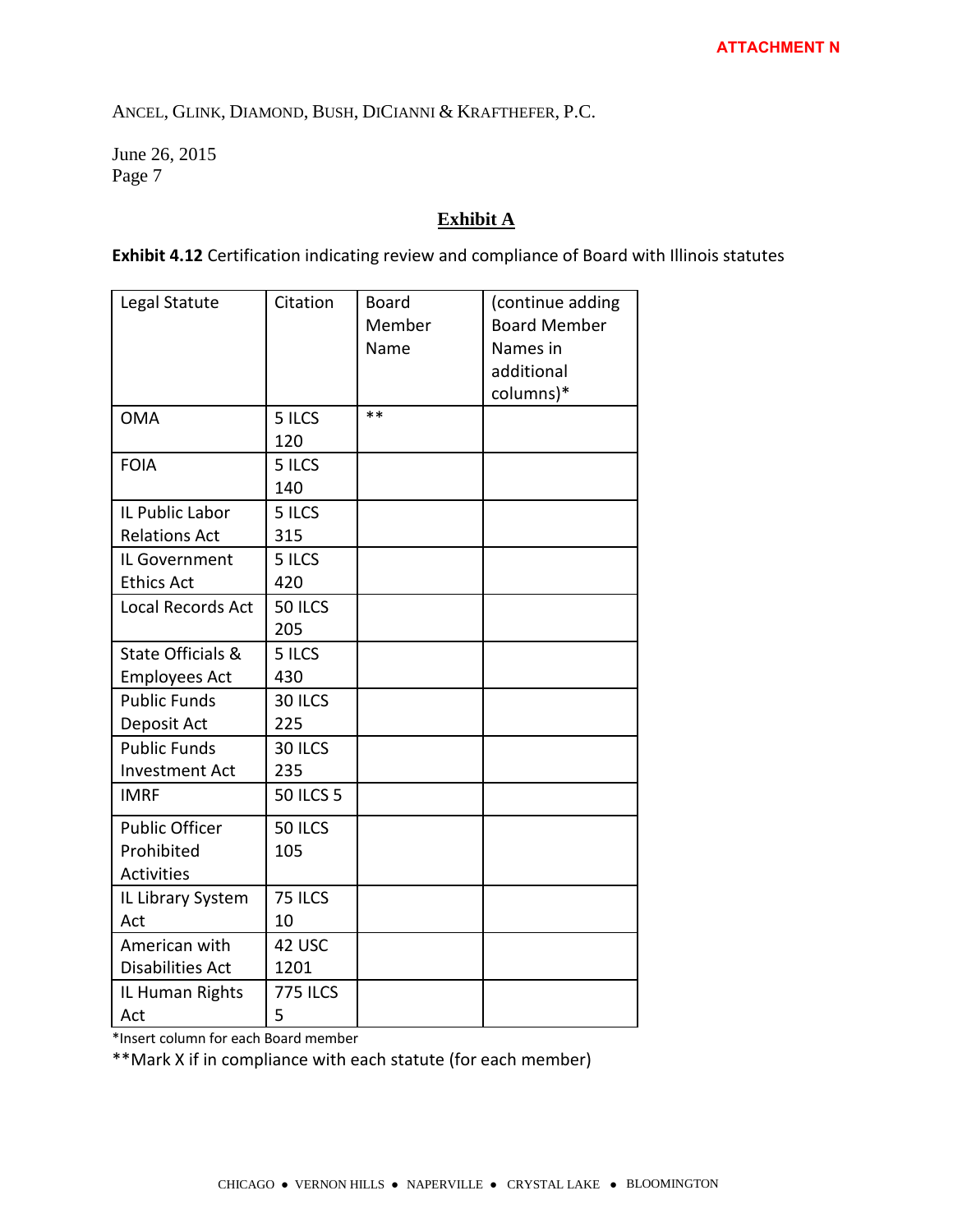ATTACHMENT N

ANCEL, GLINK, DIAMOND, BUSH, DICIANNI & KRAFTHEFER, P.C.

June 26, 2015
Page 7

## Exhibit A

**Exhibit 4.12** Certification indicating review and compliance of Board with Illinois statutes

| Legal Statute | Citation | Board Member Name | (continue adding Board Member Names in additional columns)* |
|---|---|---|---|
| OMA | 5 ILCS 120 | ** | |
| FOIA | 5 ILCS 140 | | |
| IL Public Labor Relations Act | 5 ILCS 315 | | |
| IL Government Ethics Act | 5 ILCS 420 | | |
| Local Records Act | 50 ILCS 205 | | |
| State Officials & Employees Act | 5 ILCS 430 | | |
| Public Funds Deposit Act | 30 ILCS 225 | | |
| Public Funds Investment Act | 30 ILCS 235 | | |
| IMRF | 50 ILCS 5 | | |
| Public Officer Prohibited Activities | 50 ILCS 105 | | |
| IL Library System Act | 75 ILCS 10 | | |
| American with Disabilities Act | 42 USC 1201 | | |
| IL Human Rights Act | 775 ILCS 5 | | |

*Insert column for each Board member

**Mark X if in compliance with each statute (for each member)

CHICAGO ● VERNON HILLS ● NAPERVILLE ● CRYSTAL LAKE ● BLOOMINGTON